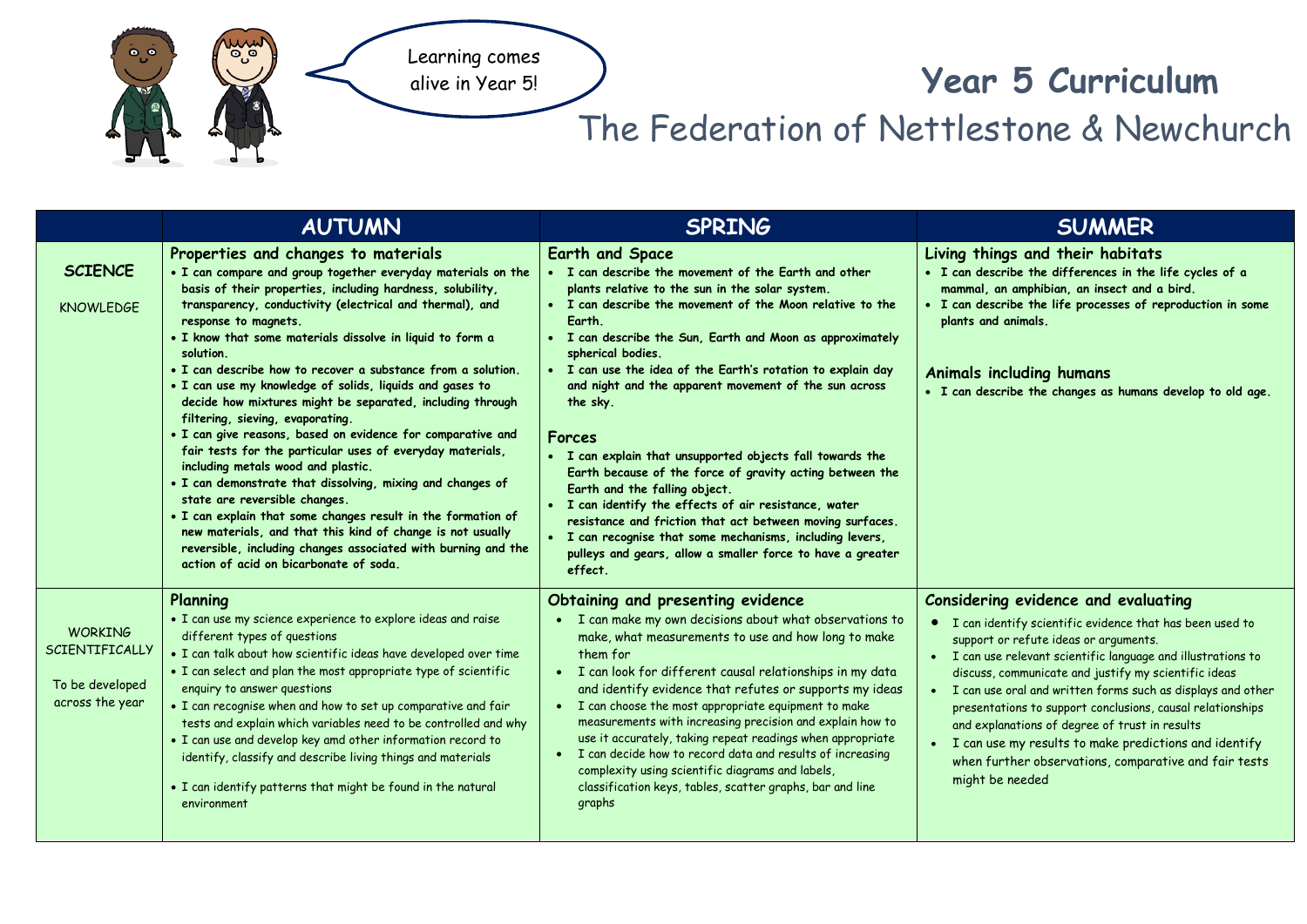Learning comes alive in Year 5!

# Year 5 Curriculum

## The Federation of Nettlestone & Newchurch

| | AUTUMN | SPRING | SUMMER |
|---|---|---|---|
| **SCIENCE**<br><br>KNOWLEDGE | **Properties and changes to materials**<br>• **I can compare and group together everyday materials on the basis of their properties, including hardness, solubility, transparency, conductivity (electrical and thermal), and response to magnets.**<br>• **I know that some materials dissolve in liquid to form a solution.**<br>• **I can describe how to recover a substance from a solution.**<br>• **I can use my knowledge of solids, liquids and gases to decide how mixtures might be separated, including through filtering, sieving, evaporating.**<br>• **I can give reasons, based on evidence for comparative and fair tests for the particular uses of everyday materials, including metals wood and plastic.**<br>• **I can demonstrate that dissolving, mixing and changes of state are reversible changes.**<br>• **I can explain that some changes result in the formation of new materials, and that this kind of change is not usually reversible, including changes associated with burning and the action of acid on bicarbonate of soda.** | **Earth and Space**<br>• **I can describe the movement of the Earth and other plants relative to the sun in the solar system.**<br>• **I can describe the movement of the Moon relative to the Earth.**<br>• **I can describe the Sun, Earth and Moon as approximately spherical bodies.**<br>• **I can use the idea of the Earth's rotation to explain day and night and the apparent movement of the sun across the sky.**<br><br>**Forces**<br>• **I can explain that unsupported objects fall towards the Earth because of the force of gravity acting between the Earth and the falling object.**<br>• **I can identify the effects of air resistance, water resistance and friction that act between moving surfaces.**<br>• **I can recognise that some mechanisms, including levers, pulleys and gears, allow a smaller force to have a greater effect.** | **Living things and their habitats**<br>• **I can describe the differences in the life cycles of a mammal, an amphibian, an insect and a bird.**<br>• **I can describe the life processes of reproduction in some plants and animals.**<br><br>**Animals including humans**<br>• **I can describe the changes as humans develop to old age.** |
| WORKING SCIENTIFICALLY<br><br>To be developed across the year | **Planning**<br>• I can use my science experience to explore ideas and raise different types of questions<br>• I can talk about how scientific ideas have developed over time<br>• I can select and plan the most appropriate type of scientific enquiry to answer questions<br>• I can recognise when and how to set up comparative and fair tests and explain which variables need to be controlled and why<br>• I can use and develop key amd other information record to identify, classify and describe living things and materials<br>• I can identify patterns that might be found in the natural environment | **Obtaining and presenting evidence**<br>• I can make my own decisions about what observations to make, what measurements to use and how long to make them for<br>• I can look for different causal relationships in my data and identify evidence that refutes or supports my ideas<br>• I can choose the most appropriate equipment to make measurements with increasing precision and explain how to use it accurately, taking repeat readings when appropriate<br>• I can decide how to record data and results of increasing complexity using scientific diagrams and labels, classification keys, tables, scatter graphs, bar and line graphs | **Considering evidence and evaluating**<br>• I can identify scientific evidence that has been used to support or refute ideas or arguments.<br>• I can use relevant scientific language and illustrations to discuss, communicate and justify my scientific ideas<br>• I can use oral and written forms such as displays and other presentations to support conclusions, causal relationships and explanations of degree of trust in results<br>• I can use my results to make predictions and identify when further observations, comparative and fair tests might be needed |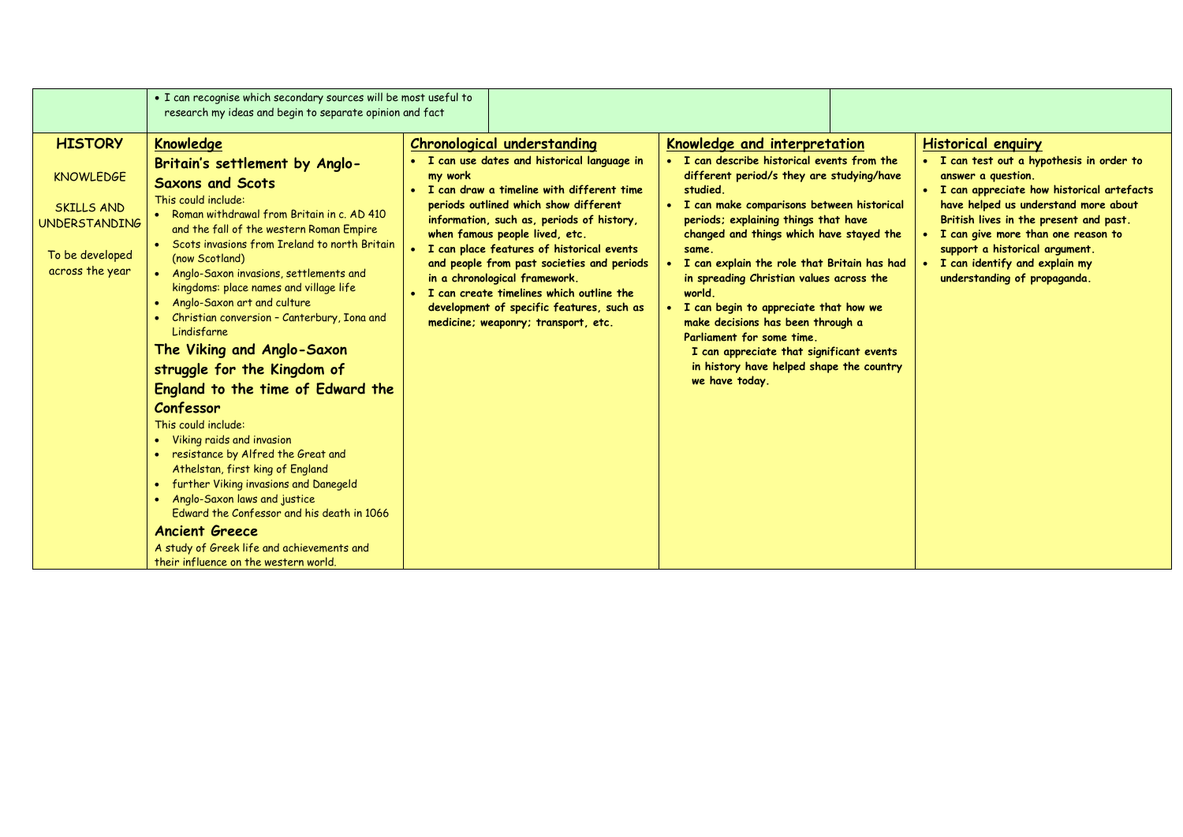| | | | | |
|---|---|---|---|---|
| | • I can recognise which secondary sources will be most useful to research my ideas and begin to separate opinion and fact | | | |
| **HISTORY**<br><br>KNOWLEDGE<br><br>SKILLS AND UNDERSTANDING<br><br>To be developed across the year | **Knowledge**<br>**Britain's settlement by Anglo-Saxons and Scots**<br>This could include:<br>• Roman withdrawal from Britain in c. AD 410 and the fall of the western Roman Empire<br>• Scots invasions from Ireland to north Britain (now Scotland)<br>• Anglo-Saxon invasions, settlements and kingdoms: place names and village life<br>• Anglo-Saxon art and culture<br>• Christian conversion – Canterbury, Iona and Lindisfarne<br>**The Viking and Anglo-Saxon struggle for the Kingdom of England to the time of Edward the Confessor**<br>This could include:<br>• Viking raids and invasion<br>• resistance by Alfred the Great and Athelstan, first king of England<br>• further Viking invasions and Danegeld<br>• Anglo-Saxon laws and justice<br>Edward the Confessor and his death in 1066<br>**Ancient Greece**<br>A study of Greek life and achievements and their influence on the western world. | **Chronological understanding**<br>• **I can use dates and historical language in my work**<br>• **I can draw a timeline with different time periods outlined which show different information, such as, periods of history, when famous people lived, etc.**<br>• **I can place features of historical events and people from past societies and periods in a chronological framework.**<br>• **I can create timelines which outline the development of specific features, such as medicine; weaponry; transport, etc.** | **Knowledge and interpretation**<br>• **I can describe historical events from the different period/s they are studying/have studied.**<br>• **I can make comparisons between historical periods; explaining things that have changed and things which have stayed the same.**<br>• **I can explain the role that Britain has had in spreading Christian values across the world.**<br>• **I can begin to appreciate that how we make decisions has been through a Parliament for some time.**<br>**I can appreciate that significant events in history have helped shape the country we have today.** | **Historical enquiry**<br>• **I can test out a hypothesis in order to answer a question.**<br>• **I can appreciate how historical artefacts have helped us understand more about British lives in the present and past.**<br>• **I can give more than one reason to support a historical argument.**<br>• **I can identify and explain my understanding of propaganda.** |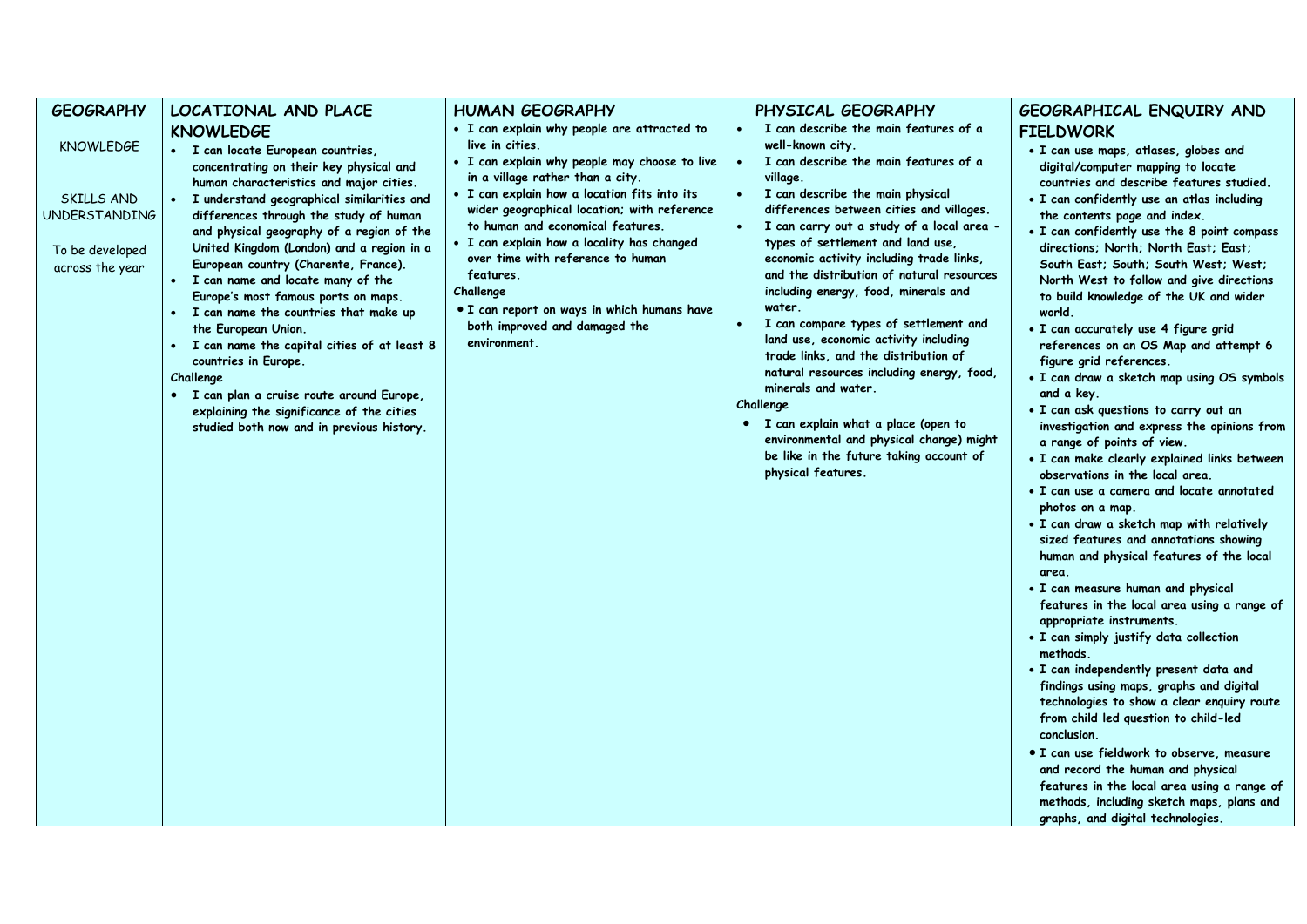| GEOGRAPHY | LOCATIONAL AND PLACE KNOWLEDGE | HUMAN GEOGRAPHY | PHYSICAL GEOGRAPHY | GEOGRAPHICAL ENQUIRY AND FIELDWORK |
|---|---|---|---|---|
| KNOWLEDGE<br><br>SKILLS AND UNDERSTANDING<br><br>To be developed across the year | • I can locate European countries, concentrating on their key physical and human characteristics and major cities.<br>• I understand geographical similarities and differences through the study of human and physical geography of a region of the United Kingdom (London) and a region in a European country (Charente, France).<br>• I can name and locate many of the Europe's most famous ports on maps.<br>• I can name the countries that make up the European Union.<br>• I can name the capital cities of at least 8 countries in Europe.<br>**Challenge**<br>• I can plan a cruise route around Europe, explaining the significance of the cities studied both now and in previous history. | • I can explain why people are attracted to live in cities.<br>• I can explain why people may choose to live in a village rather than a city.<br>• I can explain how a location fits into its wider geographical location; with reference to human and economical features.<br>• I can explain how a locality has changed over time with reference to human features.<br>**Challenge**<br>• I can report on ways in which humans have both improved and damaged the environment. | • I can describe the main features of a well-known city.<br>• I can describe the main features of a village.<br>• I can describe the main physical differences between cities and villages.<br>• I can carry out a study of a local area - types of settlement and land use, economic activity including trade links, and the distribution of natural resources including energy, food, minerals and water.<br>• I can compare types of settlement and land use, economic activity including trade links, and the distribution of natural resources including energy, food, minerals and water.<br>**Challenge**<br>• I can explain what a place (open to environmental and physical change) might be like in the future taking account of physical features. | • I can use maps, atlases, globes and digital/computer mapping to locate countries and describe features studied.<br>• I can confidently use an atlas including the contents page and index.<br>• I can confidently use the 8 point compass directions; North; North East; East; South East; South; South West; West; North West to follow and give directions to build knowledge of the UK and wider world.<br>• I can accurately use 4 figure grid references on an OS Map and attempt 6 figure grid references.<br>• I can draw a sketch map using OS symbols and a key.<br>• I can ask questions to carry out an investigation and express the opinions from a range of points of view.<br>• I can make clearly explained links between observations in the local area.<br>• I can use a camera and locate annotated photos on a map.<br>• I can draw a sketch map with relatively sized features and annotations showing human and physical features of the local area.<br>• I can measure human and physical features in the local area using a range of appropriate instruments.<br>• I can simply justify data collection methods.<br>• I can independently present data and findings using maps, graphs and digital technologies to show a clear enquiry route from child led question to child-led conclusion.<br>• I can use fieldwork to observe, measure and record the human and physical features in the local area using a range of methods, including sketch maps, plans and graphs, and digital technologies. |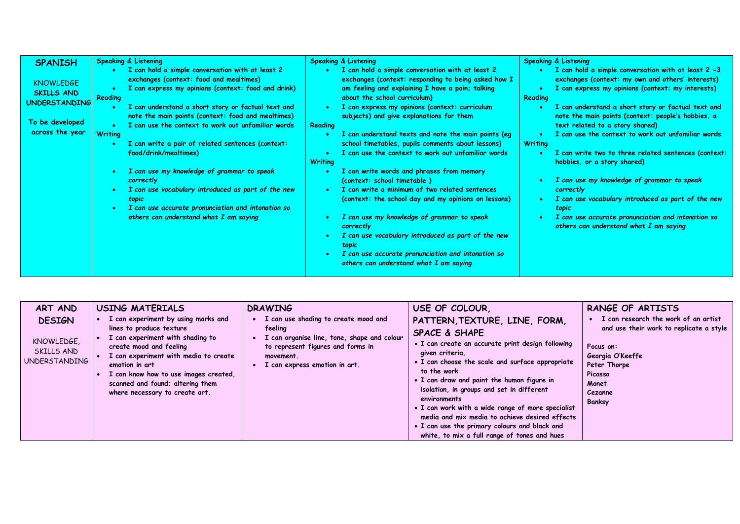| SPANISH<br><br>KNOWLEDGE SKILLS AND UNDERSTANDING<br><br>To be developed across the year | **Speaking & Listening**<br>• I can hold a simple conversation with at least 2 exchanges (context: food and mealtimes)<br>• I can express my opinions (context: food and drink)<br>**Reading**<br>• I can understand a short story or factual text and note the main points (context: food and mealtimes)<br>• I can use the context to work out unfamiliar words<br>**Writing**<br>• I can write a pair of related sentences (context: food/drink/mealtimes)<br><br>• *I can use my knowledge of grammar to speak correctly*<br>• *I can use vocabulary introduced as part of the new topic*<br>• *I can use accurate pronunciation and intonation so others can understand what I am saying* | **Speaking & Listening**<br>• I can hold a simple conversation with at least 2 exchanges (context: responding to being asked how I am feeling and explaining I have a pain; talking about the school curriculum)<br>• I can express my opinions (context: curriculum subjects) and give explanations for them<br>**Reading**<br>• I can understand texts and note the main points (eg school timetables, pupils comments about lessons)<br>• I can use the context to work out unfamiliar words<br>**Writing**<br>• I can write words and phrases from memory (context: school timetable )<br>• I can write a minimum of two related sentences (context: the school day and my opinions on lessons)<br><br>• *I can use my knowledge of grammar to speak correctly*<br>• *I can use vocabulary introduced as part of the new topic*<br>• *I can use accurate pronunciation and intonation so others can understand what I am saying* | **Speaking & Listening**<br>• I can hold a simple conversation with at least 2 -3 exchanges (context: my own and others' interests)<br>• I can express my opinions (context: my interests)<br>**Reading**<br>• I can understand a short story or factual text and note the main points (context: people's hobbies, a text related to a story shared)<br>• I can use the context to work out unfamiliar words<br>**Writing**<br>• I can write two to three related sentences (context: hobbies, or a story shared)<br><br>• *I can use my knowledge of grammar to speak correctly*<br>• *I can use vocabulary introduced as part of the new topic*<br>• *I can use accurate pronunciation and intonation so others can understand what I am saying* |
|---|---|---|---|

| ART AND DESIGN<br><br>KNOWLEDGE, SKILLS AND UNDERSTANDING | USING MATERIALS | DRAWING | USE OF COLOUR, PATTERN, TEXTURE, LINE, FORM, SPACE & SHAPE | RANGE OF ARTISTS |
|---|---|---|---|---|
| | • I can experiment by using marks and lines to produce texture<br>• I can experiment with shading to create mood and feeling<br>• I can experiment with media to create emotion in art<br>• I can know how to use images created, scanned and found; altering them where necessary to create art. | • I can use shading to create mood and feeling<br>• I can organise line, tone, shape and colour to represent figures and forms in movement.<br>• I can express emotion in art. | • I can create an accurate print design following given criteria.<br>• I can choose the scale and surface appropriate to the work<br>• I can draw and paint the human figure in isolation, in groups and set in different environments<br>• I can work with a wide range of more specialist media and mix media to achieve desired effects<br>• I can use the primary colours and black and white, to mix a full range of tones and hues | • I can research the work of an artist and use their work to replicate a style<br><br>Focus on:<br>Georgia O'Keeffe<br>Peter Thorpe<br>Picasso<br>Monet<br>Cezanne<br>Banksy |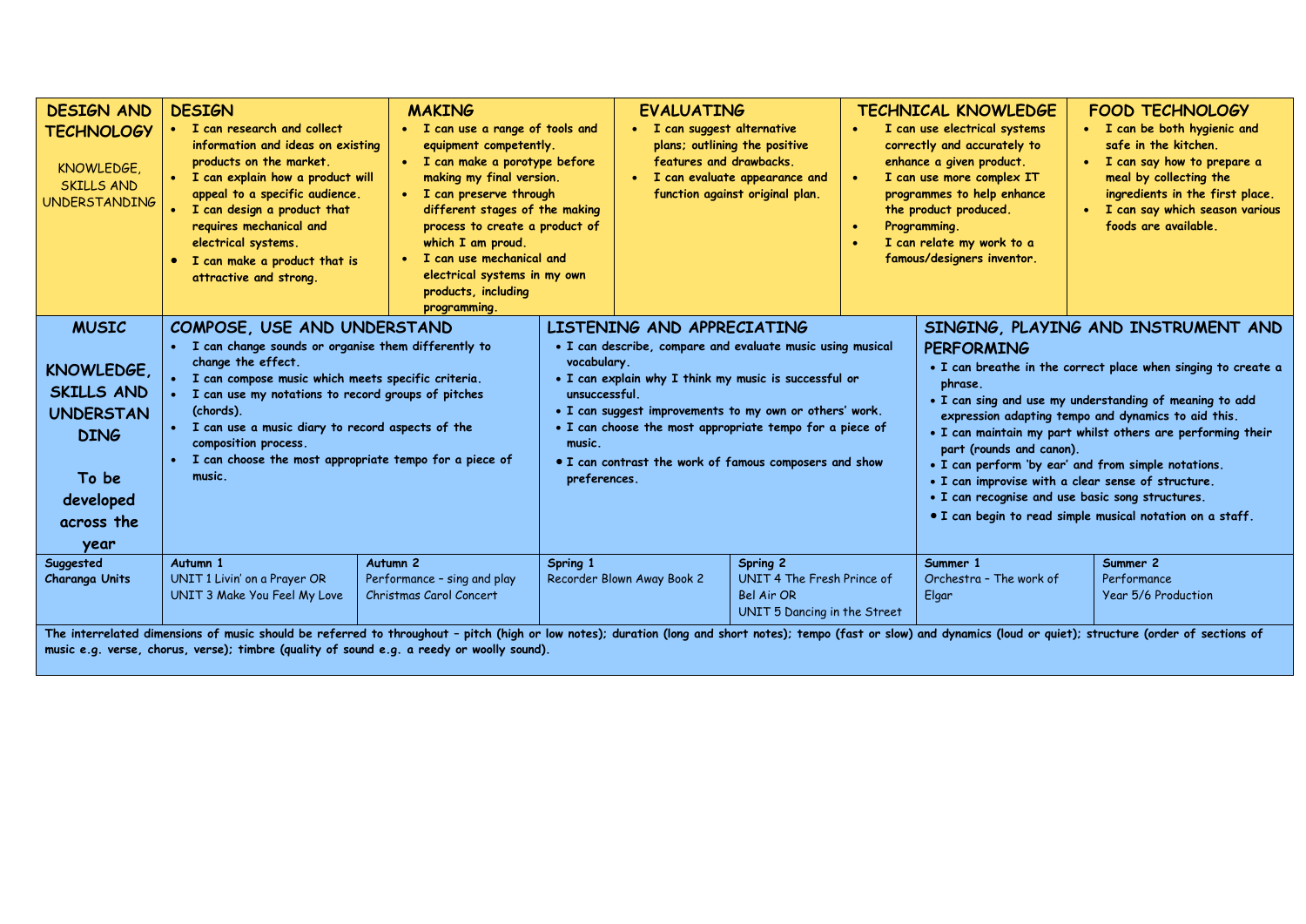| DESIGN AND TECHNOLOGY<br><br>KNOWLEDGE, SKILLS AND UNDERSTANDING | DESIGN<br>• I can research and collect information and ideas on existing products on the market.<br>• I can explain how a product will appeal to a specific audience.<br>• I can design a product that requires mechanical and electrical systems.<br>• I can make a product that is attractive and strong. | MAKING<br>• I can use a range of tools and equipment competently.<br>• I can make a porotype before making my final version.<br>• I can preserve through different stages of the making process to create a product of which I am proud.<br>• I can use mechanical and electrical systems in my own products, including programming. | EVALUATING<br>• I can suggest alternative plans; outlining the positive features and drawbacks.<br>• I can evaluate appearance and function against original plan. | TECHNICAL KNOWLEDGE<br>• I can use electrical systems correctly and accurately to enhance a given product.<br>• I can use more complex IT programmes to help enhance the product produced.<br>• Programming.<br>• I can relate my work to a famous/designers inventor. | FOOD TECHNOLOGY<br>• I can be both hygienic and safe in the kitchen.<br>• I can say how to prepare a meal by collecting the ingredients in the first place.<br>• I can say which season various foods are available. |
|---|---|---|---|---|---|

| MUSIC<br><br>KNOWLEDGE, SKILLS AND UNDERSTANDING<br><br>To be developed across the year | COMPOSE, USE AND UNDERSTAND<br>• I can change sounds or organise them differently to change the effect.<br>• I can compose music which meets specific criteria.<br>• I can use my notations to record groups of pitches (chords).<br>• I can use a music diary to record aspects of the composition process.<br>• I can choose the most appropriate tempo for a piece of music. | | LISTENING AND APPRECIATING<br>• I can describe, compare and evaluate music using musical vocabulary.<br>• I can explain why I think my music is successful or unsuccessful.<br>• I can suggest improvements to my own or others' work.<br>• I can choose the most appropriate tempo for a piece of music.<br>• I can contrast the work of famous composers and show preferences. | | SINGING, PLAYING AND INSTRUMENT AND PERFORMING<br>• I can breathe in the correct place when singing to create a phrase.<br>• I can sing and use my understanding of meaning to add expression adapting tempo and dynamics to aid this.<br>• I can maintain my part whilst others are performing their part (rounds and canon).<br>• I can perform 'by ear' and from simple notations.<br>• I can improvise with a clear sense of structure.<br>• I can recognise and use basic song structures.<br>• I can begin to read simple musical notation on a staff. | |
|---|---|---|---|---|---|---|
| Suggested Charanga Units | Autumn 1<br>UNIT 1 Livin' on a Prayer OR<br>UNIT 3 Make You Feel My Love | Autumn 2<br>Performance – sing and play<br>Christmas Carol Concert | Spring 1<br>Recorder Blown Away Book 2 | Spring 2<br>UNIT 4 The Fresh Prince of Bel Air OR<br>UNIT 5 Dancing in the Street | Summer 1<br>Orchestra – The work of Elgar | Summer 2<br>Performance<br>Year 5/6 Production |

**The interrelated dimensions of music should be referred to throughout – pitch (high or low notes); duration (long and short notes); tempo (fast or slow) and dynamics (loud or quiet); structure (order of sections of music e.g. verse, chorus, verse); timbre (quality of sound e.g. a reedy or woolly sound).**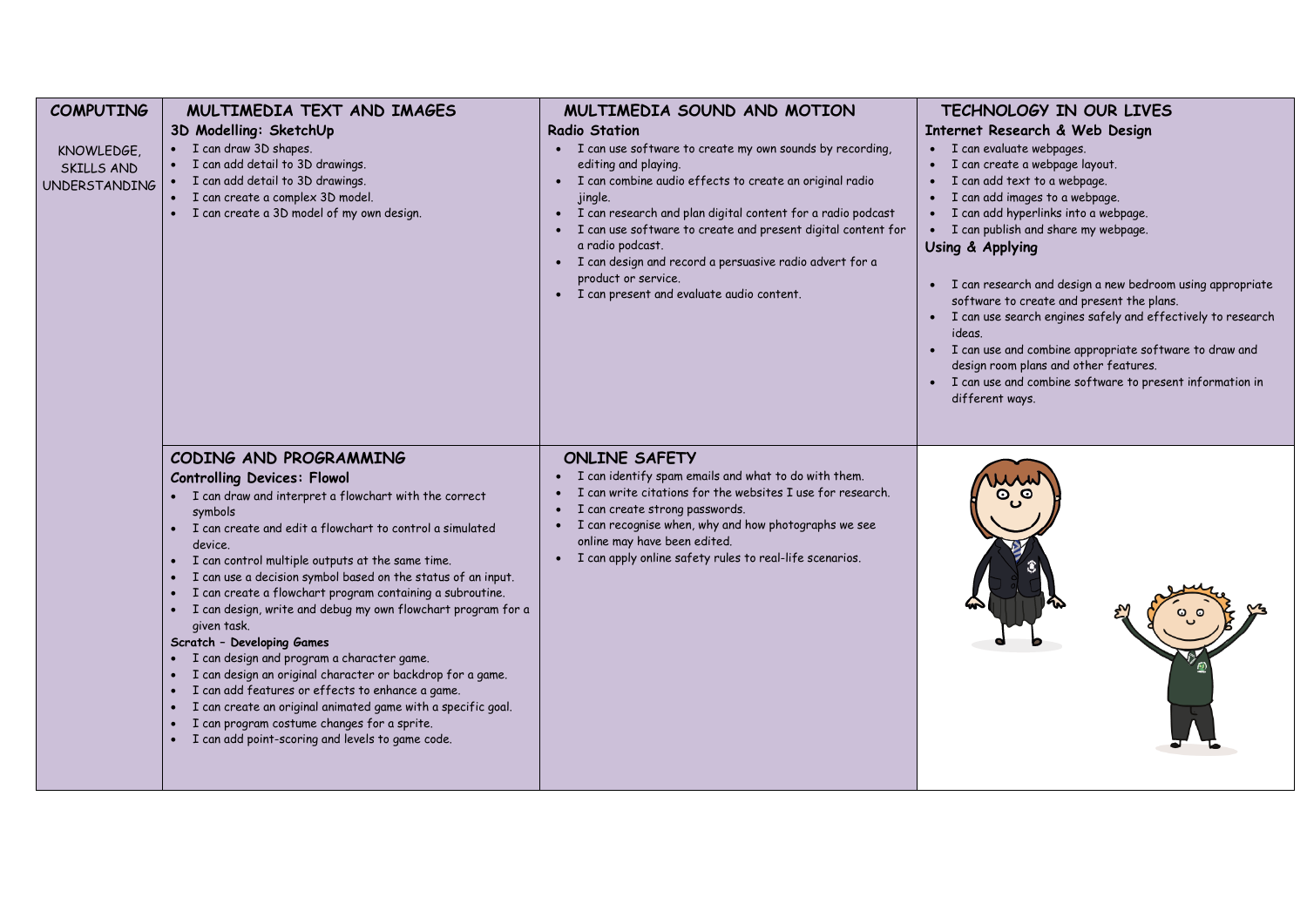# COMPUTING

KNOWLEDGE, SKILLS AND UNDERSTANDING

## MULTIMEDIA TEXT AND IMAGES

### 3D Modelling: SketchUp

- I can draw 3D shapes.
- I can add detail to 3D drawings.
- I can add detail to 3D drawings.
- I can create a complex 3D model.
- I can create a 3D model of my own design.

## MULTIMEDIA SOUND AND MOTION

### Radio Station

- I can use software to create my own sounds by recording, editing and playing.
- I can combine audio effects to create an original radio jingle.
- I can research and plan digital content for a radio podcast
- I can use software to create and present digital content for a radio podcast.
- I can design and record a persuasive radio advert for a product or service.
- I can present and evaluate audio content.

## TECHNOLOGY IN OUR LIVES

### Internet Research & Web Design

- I can evaluate webpages.
- I can create a webpage layout.
- I can add text to a webpage.
- I can add images to a webpage.
- I can add hyperlinks into a webpage.
- I can publish and share my webpage.

### Using & Applying

- I can research and design a new bedroom using appropriate software to create and present the plans.
- I can use search engines safely and effectively to research ideas.
- I can use and combine appropriate software to draw and design room plans and other features.
- I can use and combine software to present information in different ways.

## CODING AND PROGRAMMING

### Controlling Devices: Flowol

- I can draw and interpret a flowchart with the correct symbols
- I can create and edit a flowchart to control a simulated device.
- I can control multiple outputs at the same time.
- I can use a decision symbol based on the status of an input.
- I can create a flowchart program containing a subroutine.
- I can design, write and debug my own flowchart program for a given task.

### Scratch – Developing Games

- I can design and program a character game.
- I can design an original character or backdrop for a game.
- I can add features or effects to enhance a game.
- I can create an original animated game with a specific goal.
- I can program costume changes for a sprite.
- I can add point-scoring and levels to game code.

## ONLINE SAFETY

- I can identify spam emails and what to do with them.
- I can write citations for the websites I use for research.
- I can create strong passwords.
- I can recognise when, why and how photographs we see online may have been edited.
- I can apply online safety rules to real-life scenarios.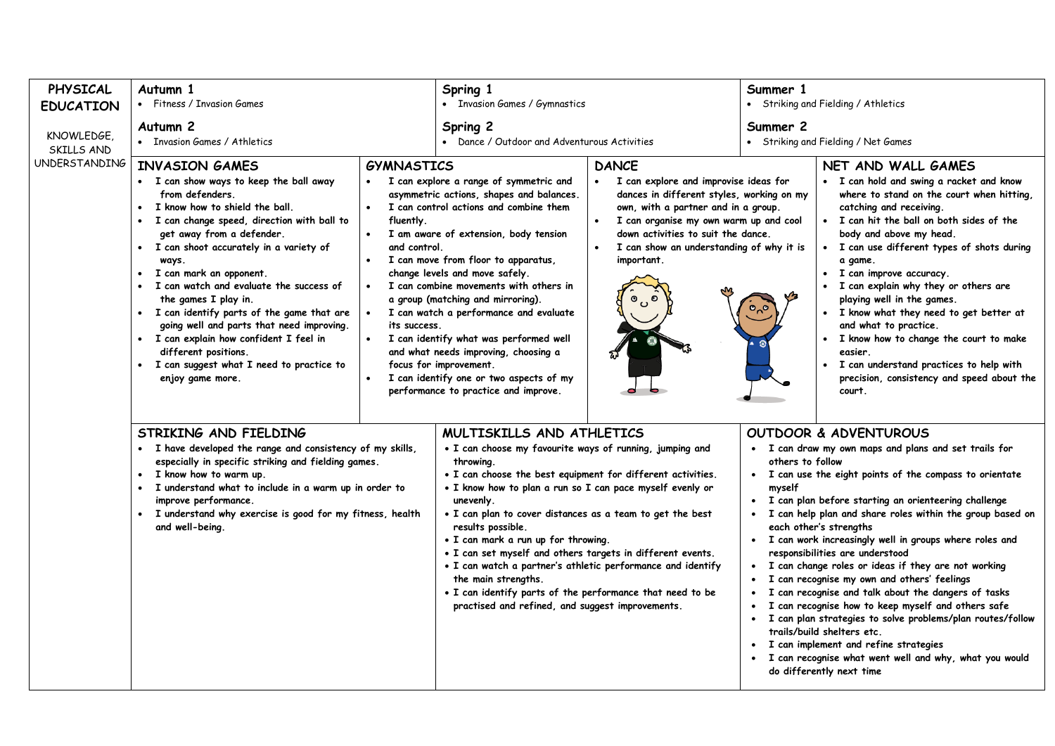**PHYSICAL EDUCATION**

KNOWLEDGE, SKILLS AND UNDERSTANDING

| Autumn 1 | Spring 1 | Summer 1 |
|---|---|---|
| Fitness / Invasion Games | Invasion Games / Gymnastics | Striking and Fielding / Athletics |
| **Autumn 2** | **Spring 2** | **Summer 2** |
| Invasion Games / Athletics | Dance / Outdoor and Adventurous Activities | Striking and Fielding / Net Games |

## INVASION GAMES

- I can show ways to keep the ball away from defenders.
- I know how to shield the ball.
- I can change speed, direction with ball to get away from a defender.
- I can shoot accurately in a variety of ways.
- I can mark an opponent.
- I can watch and evaluate the success of the games I play in.
- I can identify parts of the game that are going well and parts that need improving.
- I can explain how confident I feel in different positions.
- I can suggest what I need to practice to enjoy game more.

## GYMNASTICS

- I can explore a range of symmetric and asymmetric actions, shapes and balances.
- I can control actions and combine them fluently.
- I am aware of extension, body tension and control.
- I can move from floor to apparatus, change levels and move safely.
- I can combine movements with others in a group (matching and mirroring).
- I can watch a performance and evaluate its success.
- I can identify what was performed well and what needs improving, choosing a focus for improvement.
- I can identify one or two aspects of my performance to practice and improve.

## DANCE

- I can explore and improvise ideas for dances in different styles, working on my own, with a partner and in a group.
- I can organise my own warm up and cool down activities to suit the dance.
- I can show an understanding of why it is important.

## NET AND WALL GAMES

- I can hold and swing a racket and know where to stand on the court when hitting, catching and receiving.
- I can hit the ball on both sides of the body and above my head.
- I can use different types of shots during a game.
- I can improve accuracy.
- I can explain why they or others are playing well in the games.
- I know what they need to get better at and what to practice.
- I know how to change the court to make easier.
- I can understand practices to help with precision, consistency and speed about the court.

## STRIKING AND FIELDING

- I have developed the range and consistency of my skills, especially in specific striking and fielding games.
- I know how to warm up.
- I understand what to include in a warm up in order to improve performance.
- I understand why exercise is good for my fitness, health and well-being.

## MULTISKILLS AND ATHLETICS

- I can choose my favourite ways of running, jumping and throwing.
- I can choose the best equipment for different activities.
- I know how to plan a run so I can pace myself evenly or unevenly.
- I can plan to cover distances as a team to get the best results possible.
- I can mark a run up for throwing.
- I can set myself and others targets in different events.
- I can watch a partner's athletic performance and identify the main strengths.
- I can identify parts of the performance that need to be practised and refined, and suggest improvements.

## OUTDOOR & ADVENTUROUS

- I can draw my own maps and plans and set trails for others to follow
- I can use the eight points of the compass to orientate myself
- I can plan before starting an orienteering challenge
- I can help plan and share roles within the group based on each other's strengths
- I can work increasingly well in groups where roles and responsibilities are understood
- I can change roles or ideas if they are not working
- I can recognise my own and others' feelings
- I can recognise and talk about the dangers of tasks
- I can recognise how to keep myself and others safe
- I can plan strategies to solve problems/plan routes/follow trails/build shelters etc.
- I can implement and refine strategies
- I can recognise what went well and why, what you would do differently next time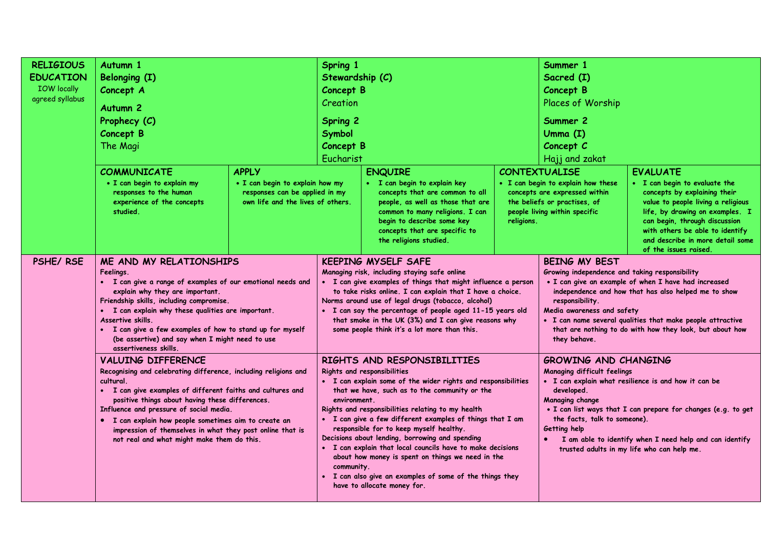| | | | |
|---|---|---|---|
| **RELIGIOUS EDUCATION**<br>IOW locally agreed syllabus | **Autumn 1**<br>**Belonging (I)**<br>**Concept A**<br>**Autumn 2**<br>**Prophecy (C)**<br>**Concept B**<br>The Magi | **Spring 1**<br>**Stewardship (C)**<br>**Concept B**<br>Creation<br>**Spring 2**<br>**Symbol**<br>**Concept B**<br>Eucharist | **Summer 1**<br>**Sacred (I)**<br>**Concept B**<br>Places of Worship<br>**Summer 2**<br>**Umma (I)**<br>**Concept C**<br>Hajj and zakat |

| COMMUNICATE | APPLY | ENQUIRE | CONTEXTUALISE | EVALUATE |
|---|---|---|---|---|
| • I can begin to explain my responses to the human experience of the concepts studied. | • I can begin to explain how my responses can be applied in my own life and the lives of others. | • I can begin to explain key concepts that are common to all people, as well as those that are common to many religions. I can begin to describe some key concepts that are specific to the religions studied. | • I can begin to explain how these concepts are expressed within the beliefs or practises, of people living within specific religions. | • I can begin to evaluate the concepts by explaining their value to people living a religious life, by drawing on examples. I can begin, through discussion with others be able to identify and describe in more detail some of the issues raised. |

| | | | |
|---|---|---|---|
| **PSHE/ RSE** | **ME AND MY RELATIONSHIPS**<br>**Feelings.**<br>• I can give a range of examples of our emotional needs and explain why they are important.<br>**Friendship skills, including compromise.**<br>• I can explain why these qualities are important.<br>**Assertive skills.**<br>• I can give a few examples of how to stand up for myself (be assertive) and say when I might need to use assertiveness skills. | **KEEPING MYSELF SAFE**<br>**Managing risk, including staying safe online**<br>• I can give examples of things that might influence a person to take risks online. I can explain that I have a choice.<br>**Norms around use of legal drugs (tobacco, alcohol)**<br>• I can say the percentage of people aged 11-15 years old that smoke in the UK (3%) and I can give reasons why some people think it's a lot more than this. | **BEING MY BEST**<br>**Growing independence and taking responsibility**<br>• I can give an example of when I have had increased independence and how that has also helped me to show responsibility.<br>**Media awareness and safety**<br>• I can name several qualities that make people attractive that are nothing to do with how they look, but about how they behave. |
| | **VALUING DIFFERENCE**<br>**Recognising and celebrating difference, including religions and cultural.**<br>• I can give examples of different faiths and cultures and positive things about having these differences.<br>**Influence and pressure of social media.**<br>• I can explain how people sometimes aim to create an impression of themselves in what they post online that is not real and what might make them do this. | **RIGHTS AND RESPONSIBILITIES**<br>**Rights and responsibilities**<br>• I can explain some of the wider rights and responsibilities that we have, such as to the community or the environment.<br>**Rights and responsibilities relating to my health**<br>• I can give a few different examples of things that I am responsible for to keep myself healthy.<br>**Decisions about lending, borrowing and spending**<br>• I can explain that local councils have to make decisions about how money is spent on things we need in the community.<br>• I can also give an examples of some of the things they have to allocate money for. | **GROWING AND CHANGING**<br>**Managing difficult feelings**<br>• I can explain what resilience is and how it can be developed.<br>**Managing change**<br>• I can list ways that I can prepare for changes (e.g. to get the facts, talk to someone).<br>**Getting help**<br>• I am able to identify when I need help and can identify trusted adults in my life who can help me. |